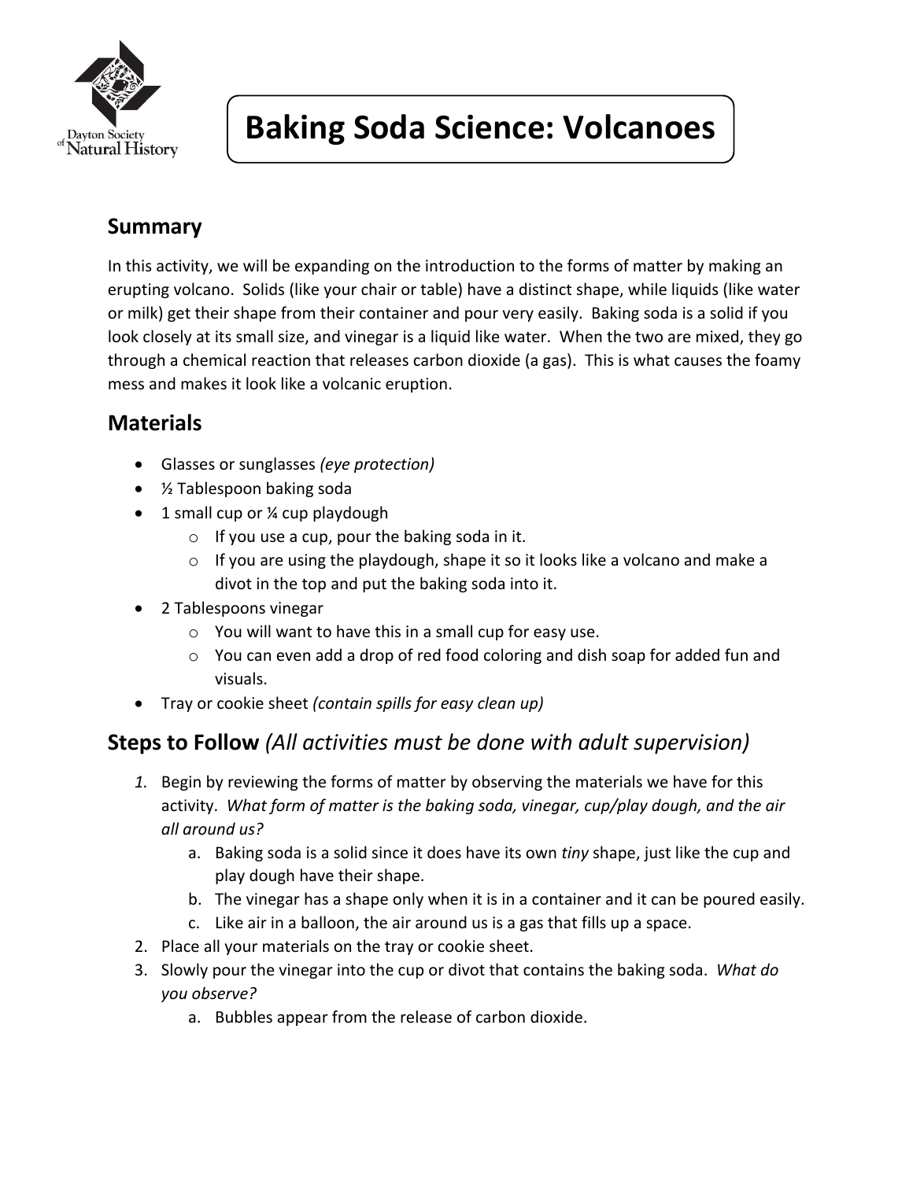# Baking Soda Science: Volcanoes

## Summary

In this activity, we will be expanding on the introduction to the forms of matter by making an erupting volcano. Solids (like your chair or table) have a distinct shape, while liquids (like water or milk) get their shape from their container and pour very easily. Baking soda is a solid if you look closely at its small size, and vinegar is a liquid like water. When the two are mixed, they go through a chemical reaction that releases carbon dioxide (a gas). This is what causes the foamy mess and makes it look like a volcanic eruption.

## Materials

- Glasses or sunglasses *(eye protection)*
- ½ Tablespoon baking soda
- 1 small cup or ¼ cup playdough
  - If you use a cup, pour the baking soda in it.
  - If you are using the playdough, shape it so it looks like a volcano and make a divot in the top and put the baking soda into it.
- 2 Tablespoons vinegar
  - You will want to have this in a small cup for easy use.
  - You can even add a drop of red food coloring and dish soap for added fun and visuals.
- Tray or cookie sheet *(contain spills for easy clean up)*

## Steps to Follow *(All activities must be done with adult supervision)*

1. Begin by reviewing the forms of matter by observing the materials we have for this activity. *What form of matter is the baking soda, vinegar, cup/play dough, and the air all around us?*
   a. Baking soda is a solid since it does have its own *tiny* shape, just like the cup and play dough have their shape.
   b. The vinegar has a shape only when it is in a container and it can be poured easily.
   c. Like air in a balloon, the air around us is a gas that fills up a space.
2. Place all your materials on the tray or cookie sheet.
3. Slowly pour the vinegar into the cup or divot that contains the baking soda. *What do you observe?*
   a. Bubbles appear from the release of carbon dioxide.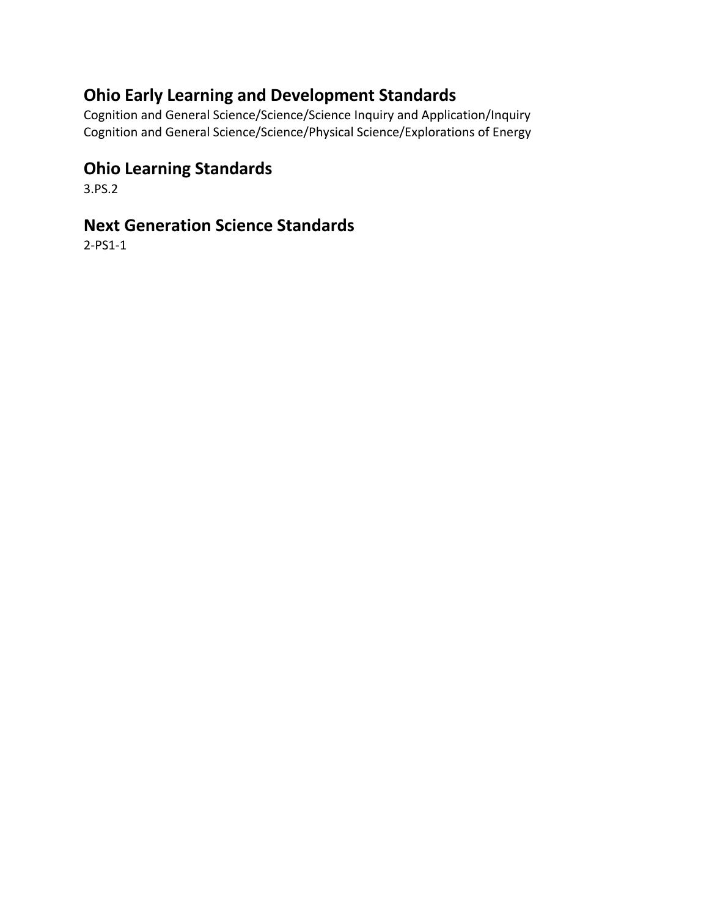## Ohio Early Learning and Development Standards

Cognition and General Science/Science/Science Inquiry and Application/Inquiry
Cognition and General Science/Science/Physical Science/Explorations of Energy

## Ohio Learning Standards

3.PS.2

## Next Generation Science Standards

2-PS1-1